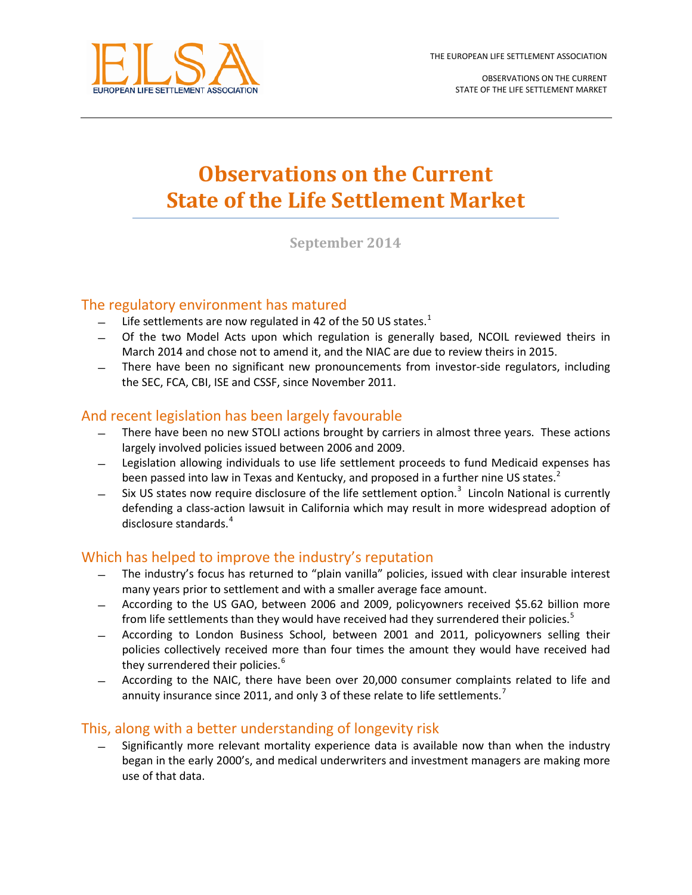# Observations on the Current State of the Life Settlement Market

September 2014

## The regulatory environment has matured

- Life settlements are now regulated in 42 of the 50 US states.[1]
- Of the two Model Acts upon which regulation is generally based, NCOIL reviewed theirs in March 2014 and chose not to amend it, and the NIAC are due to review theirs in 2015.
- There have been no significant new pronouncements from investor-side regulators, including the SEC, FCA, CBI, ISE and CSSF, since November 2011.

## And recent legislation has been largely favourable

- There have been no new STOLI actions brought by carriers in almost three years. These actions largely involved policies issued between 2006 and 2009.
- Legislation allowing individuals to use life settlement proceeds to fund Medicaid expenses has been passed into law in Texas and Kentucky, and proposed in a further nine US states.[2]
- Six US states now require disclosure of the life settlement option.[3] Lincoln National is currently defending a class-action lawsuit in California which may result in more widespread adoption of disclosure standards.[4]

## Which has helped to improve the industry's reputation

- The industry's focus has returned to "plain vanilla" policies, issued with clear insurable interest many years prior to settlement and with a smaller average face amount.
- According to the US GAO, between 2006 and 2009, policyowners received $5.62 billion more from life settlements than they would have received had they surrendered their policies.[5]
- According to London Business School, between 2001 and 2011, policyowners selling their policies collectively received more than four times the amount they would have received had they surrendered their policies.[6]
- According to the NAIC, there have been over 20,000 consumer complaints related to life and annuity insurance since 2011, and only 3 of these relate to life settlements.[7]

## This, along with a better understanding of longevity risk

- Significantly more relevant mortality experience data is available now than when the industry began in the early 2000's, and medical underwriters and investment managers are making more use of that data.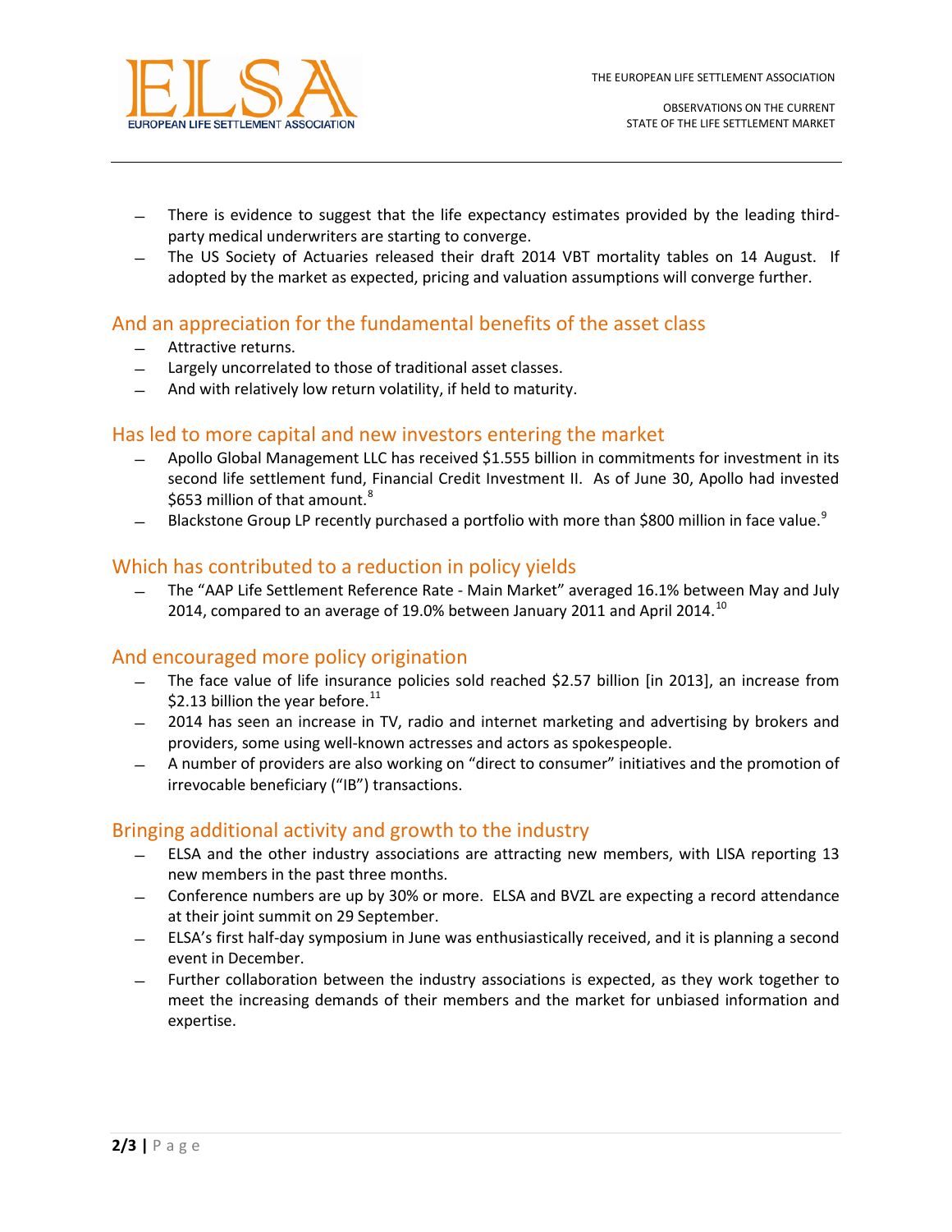- There is evidence to suggest that the life expectancy estimates provided by the leading third-party medical underwriters are starting to converge.
- The US Society of Actuaries released their draft 2014 VBT mortality tables on 14 August. If adopted by the market as expected, pricing and valuation assumptions will converge further.

## And an appreciation for the fundamental benefits of the asset class

- Attractive returns.
- Largely uncorrelated to those of traditional asset classes.
- And with relatively low return volatility, if held to maturity.

## Has led to more capital and new investors entering the market

- Apollo Global Management LLC has received $1.555 billion in commitments for investment in its second life settlement fund, Financial Credit Investment II. As of June 30, Apollo had invested $653 million of that amount.[8]
- Blackstone Group LP recently purchased a portfolio with more than $800 million in face value.[9]

## Which has contributed to a reduction in policy yields

- The "AAP Life Settlement Reference Rate - Main Market" averaged 16.1% between May and July 2014, compared to an average of 19.0% between January 2011 and April 2014.[10]

## And encouraged more policy origination

- The face value of life insurance policies sold reached $2.57 billion [in 2013], an increase from $2.13 billion the year before.[11]
- 2014 has seen an increase in TV, radio and internet marketing and advertising by brokers and providers, some using well-known actresses and actors as spokespeople.
- A number of providers are also working on "direct to consumer" initiatives and the promotion of irrevocable beneficiary ("IB") transactions.

## Bringing additional activity and growth to the industry

- ELSA and the other industry associations are attracting new members, with LISA reporting 13 new members in the past three months.
- Conference numbers are up by 30% or more. ELSA and BVZL are expecting a record attendance at their joint summit on 29 September.
- ELSA's first half-day symposium in June was enthusiastically received, and it is planning a second event in December.
- Further collaboration between the industry associations is expected, as they work together to meet the increasing demands of their members and the market for unbiased information and expertise.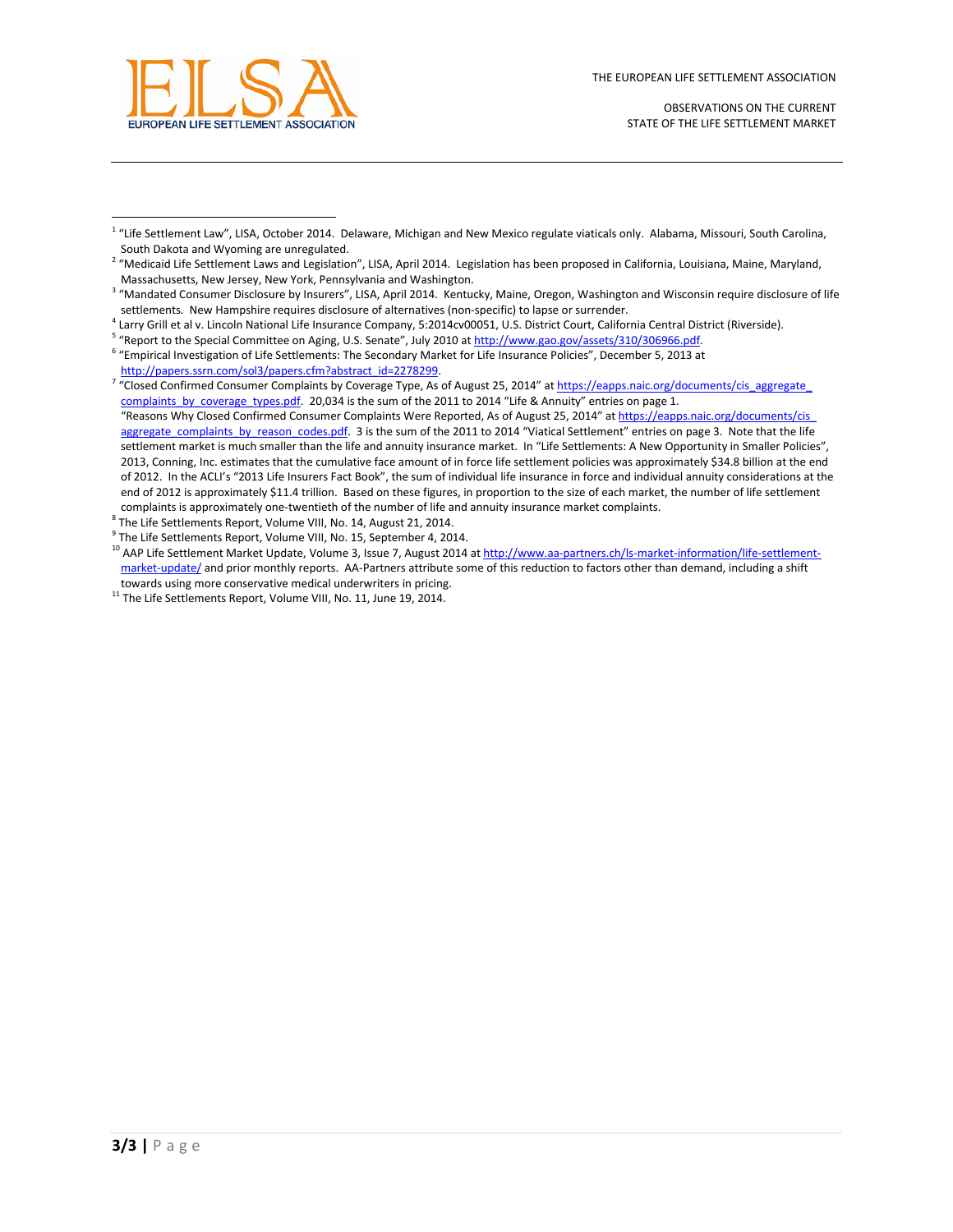[1] "Life Settlement Law", LISA, October 2014. Delaware, Michigan and New Mexico regulate viaticals only. Alabama, Missouri, South Carolina, South Dakota and Wyoming are unregulated.

[2] "Medicaid Life Settlement Laws and Legislation", LISA, April 2014. Legislation has been proposed in California, Louisiana, Maine, Maryland, Massachusetts, New Jersey, New York, Pennsylvania and Washington.

[3] "Mandated Consumer Disclosure by Insurers", LISA, April 2014. Kentucky, Maine, Oregon, Washington and Wisconsin require disclosure of life settlements. New Hampshire requires disclosure of alternatives (non-specific) to lapse or surrender.

[4] Larry Grill et al v. Lincoln National Life Insurance Company, 5:2014cv00051, U.S. District Court, California Central District (Riverside).

[5] "Report to the Special Committee on Aging, U.S. Senate", July 2010 at http://www.gao.gov/assets/310/306966.pdf.

[6] "Empirical Investigation of Life Settlements: The Secondary Market for Life Insurance Policies", December 5, 2013 at http://papers.ssrn.com/sol3/papers.cfm?abstract_id=2278299.

[7] "Closed Confirmed Consumer Complaints by Coverage Type, As of August 25, 2014" at https://eapps.naic.org/documents/cis_aggregate_complaints_by_coverage_types.pdf. 20,034 is the sum of the 2011 to 2014 "Life & Annuity" entries on page 1. "Reasons Why Closed Confirmed Consumer Complaints Were Reported, As of August 25, 2014" at https://eapps.naic.org/documents/cis_aggregate_complaints_by_reason_codes.pdf. 3 is the sum of the 2011 to 2014 "Viatical Settlement" entries on page 3. Note that the life settlement market is much smaller than the life and annuity insurance market. In "Life Settlements: A New Opportunity in Smaller Policies", 2013, Conning, Inc. estimates that the cumulative face amount of in force life settlement policies was approximately $34.8 billion at the end of 2012. In the ACLI's "2013 Life Insurers Fact Book", the sum of individual life insurance in force and individual annuity considerations at the end of 2012 is approximately $11.4 trillion. Based on these figures, in proportion to the size of each market, the number of life settlement complaints is approximately one-twentieth of the number of life and annuity insurance market complaints.

[8] The Life Settlements Report, Volume VIII, No. 14, August 21, 2014.

[9] The Life Settlements Report, Volume VIII, No. 15, September 4, 2014.

[10] AAP Life Settlement Market Update, Volume 3, Issue 7, August 2014 at http://www.aa-partners.ch/ls-market-information/life-settlement-market-update/ and prior monthly reports. AA-Partners attribute some of this reduction to factors other than demand, including a shift towards using more conservative medical underwriters in pricing.

[11] The Life Settlements Report, Volume VIII, No. 11, June 19, 2014.